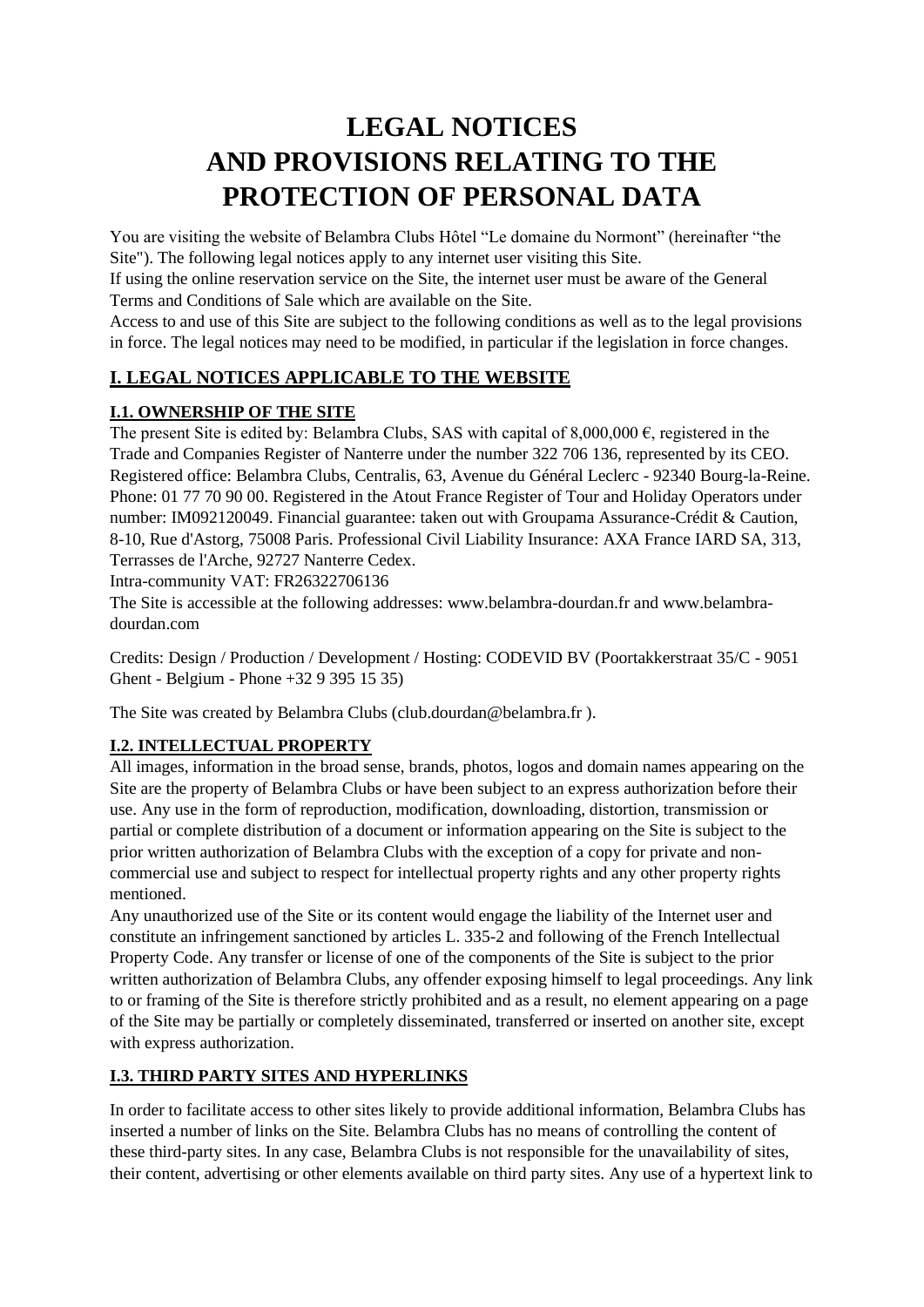# LEGAL NOTICES AND PROVISIONS RELATING TO THE PROTECTION OF PERSONAL DATA

You are visiting the website of Belambra Clubs Hôtel "Le domaine du Normont" (hereinafter "the Site"). The following legal notices apply to any internet user visiting this Site.
If using the online reservation service on the Site, the internet user must be aware of the General Terms and Conditions of Sale which are available on the Site.
Access to and use of this Site are subject to the following conditions as well as to the legal provisions in force. The legal notices may need to be modified, in particular if the legislation in force changes.

## I. LEGAL NOTICES APPLICABLE TO THE WEBSITE

### I.1. OWNERSHIP OF THE SITE

The present Site is edited by: Belambra Clubs, SAS with capital of 8,000,000 €, registered in the Trade and Companies Register of Nanterre under the number 322 706 136, represented by its CEO. Registered office: Belambra Clubs, Centralis, 63, Avenue du Général Leclerc - 92340 Bourg-la-Reine. Phone: 01 77 70 90 00. Registered in the Atout France Register of Tour and Holiday Operators under number: IM092120049. Financial guarantee: taken out with Groupama Assurance-Crédit & Caution, 8-10, Rue d'Astorg, 75008 Paris. Professional Civil Liability Insurance: AXA France IARD SA, 313, Terrasses de l'Arche, 92727 Nanterre Cedex.
Intra-community VAT: FR26322706136
The Site is accessible at the following addresses: www.belambra-dourdan.fr and www.belambra-dourdan.com

Credits: Design / Production / Development / Hosting: CODEVID BV (Poortakkerstraat 35/C - 9051 Ghent - Belgium - Phone +32 9 395 15 35)

The Site was created by Belambra Clubs (club.dourdan@belambra.fr ).

### I.2. INTELLECTUAL PROPERTY

All images, information in the broad sense, brands, photos, logos and domain names appearing on the Site are the property of Belambra Clubs or have been subject to an express authorization before their use. Any use in the form of reproduction, modification, downloading, distortion, transmission or partial or complete distribution of a document or information appearing on the Site is subject to the prior written authorization of Belambra Clubs with the exception of a copy for private and non-commercial use and subject to respect for intellectual property rights and any other property rights mentioned.
Any unauthorized use of the Site or its content would engage the liability of the Internet user and constitute an infringement sanctioned by articles L. 335-2 and following of the French Intellectual Property Code. Any transfer or license of one of the components of the Site is subject to the prior written authorization of Belambra Clubs, any offender exposing himself to legal proceedings. Any link to or framing of the Site is therefore strictly prohibited and as a result, no element appearing on a page of the Site may be partially or completely disseminated, transferred or inserted on another site, except with express authorization.

### I.3. THIRD PARTY SITES AND HYPERLINKS

In order to facilitate access to other sites likely to provide additional information, Belambra Clubs has inserted a number of links on the Site. Belambra Clubs has no means of controlling the content of these third-party sites. In any case, Belambra Clubs is not responsible for the unavailability of sites, their content, advertising or other elements available on third party sites. Any use of a hypertext link to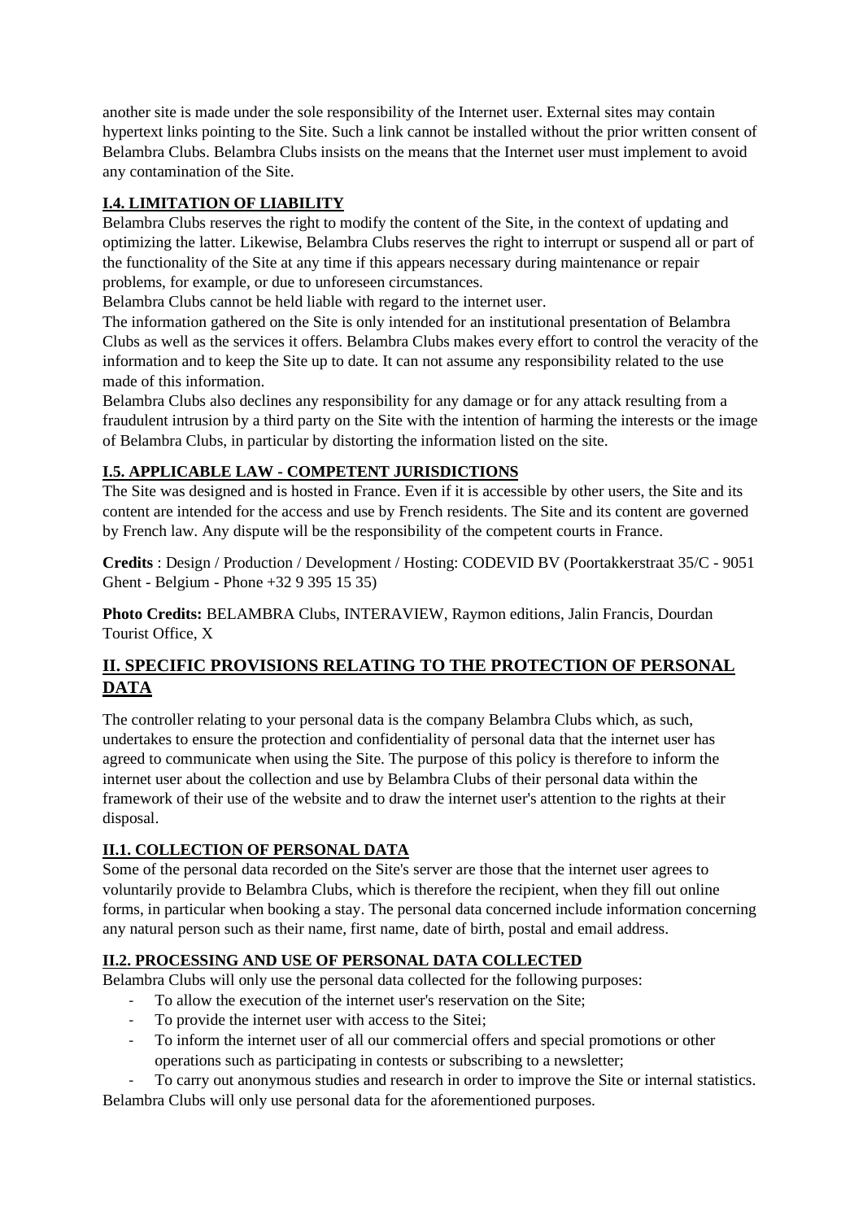another site is made under the sole responsibility of the Internet user. External sites may contain hypertext links pointing to the Site. Such a link cannot be installed without the prior written consent of Belambra Clubs. Belambra Clubs insists on the means that the Internet user must implement to avoid any contamination of the Site.

### I.4. LIMITATION OF LIABILITY

Belambra Clubs reserves the right to modify the content of the Site, in the context of updating and optimizing the latter. Likewise, Belambra Clubs reserves the right to interrupt or suspend all or part of the functionality of the Site at any time if this appears necessary during maintenance or repair problems, for example, or due to unforeseen circumstances.

Belambra Clubs cannot be held liable with regard to the internet user.

The information gathered on the Site is only intended for an institutional presentation of Belambra Clubs as well as the services it offers. Belambra Clubs makes every effort to control the veracity of the information and to keep the Site up to date. It can not assume any responsibility related to the use made of this information.

Belambra Clubs also declines any responsibility for any damage or for any attack resulting from a fraudulent intrusion by a third party on the Site with the intention of harming the interests or the image of Belambra Clubs, in particular by distorting the information listed on the site.

### I.5. APPLICABLE LAW - COMPETENT JURISDICTIONS

The Site was designed and is hosted in France. Even if it is accessible by other users, the Site and its content are intended for the access and use by French residents. The Site and its content are governed by French law. Any dispute will be the responsibility of the competent courts in France.

**Credits** : Design / Production / Development / Hosting: CODEVID BV (Poortakkerstraat 35/C - 9051 Ghent - Belgium - Phone +32 9 395 15 35)

**Photo Credits:** BELAMBRA Clubs, INTERAVIEW, Raymon editions, Jalin Francis, Dourdan Tourist Office, X

## II. SPECIFIC PROVISIONS RELATING TO THE PROTECTION OF PERSONAL DATA

The controller relating to your personal data is the company Belambra Clubs which, as such, undertakes to ensure the protection and confidentiality of personal data that the internet user has agreed to communicate when using the Site. The purpose of this policy is therefore to inform the internet user about the collection and use by Belambra Clubs of their personal data within the framework of their use of the website and to draw the internet user's attention to the rights at their disposal.

### II.1. COLLECTION OF PERSONAL DATA

Some of the personal data recorded on the Site's server are those that the internet user agrees to voluntarily provide to Belambra Clubs, which is therefore the recipient, when they fill out online forms, in particular when booking a stay. The personal data concerned include information concerning any natural person such as their name, first name, date of birth, postal and email address.

### II.2. PROCESSING AND USE OF PERSONAL DATA COLLECTED

Belambra Clubs will only use the personal data collected for the following purposes:

- To allow the execution of the internet user's reservation on the Site;
- To provide the internet user with access to the Sitei;
- To inform the internet user of all our commercial offers and special promotions or other operations such as participating in contests or subscribing to a newsletter;
- To carry out anonymous studies and research in order to improve the Site or internal statistics.

Belambra Clubs will only use personal data for the aforementioned purposes.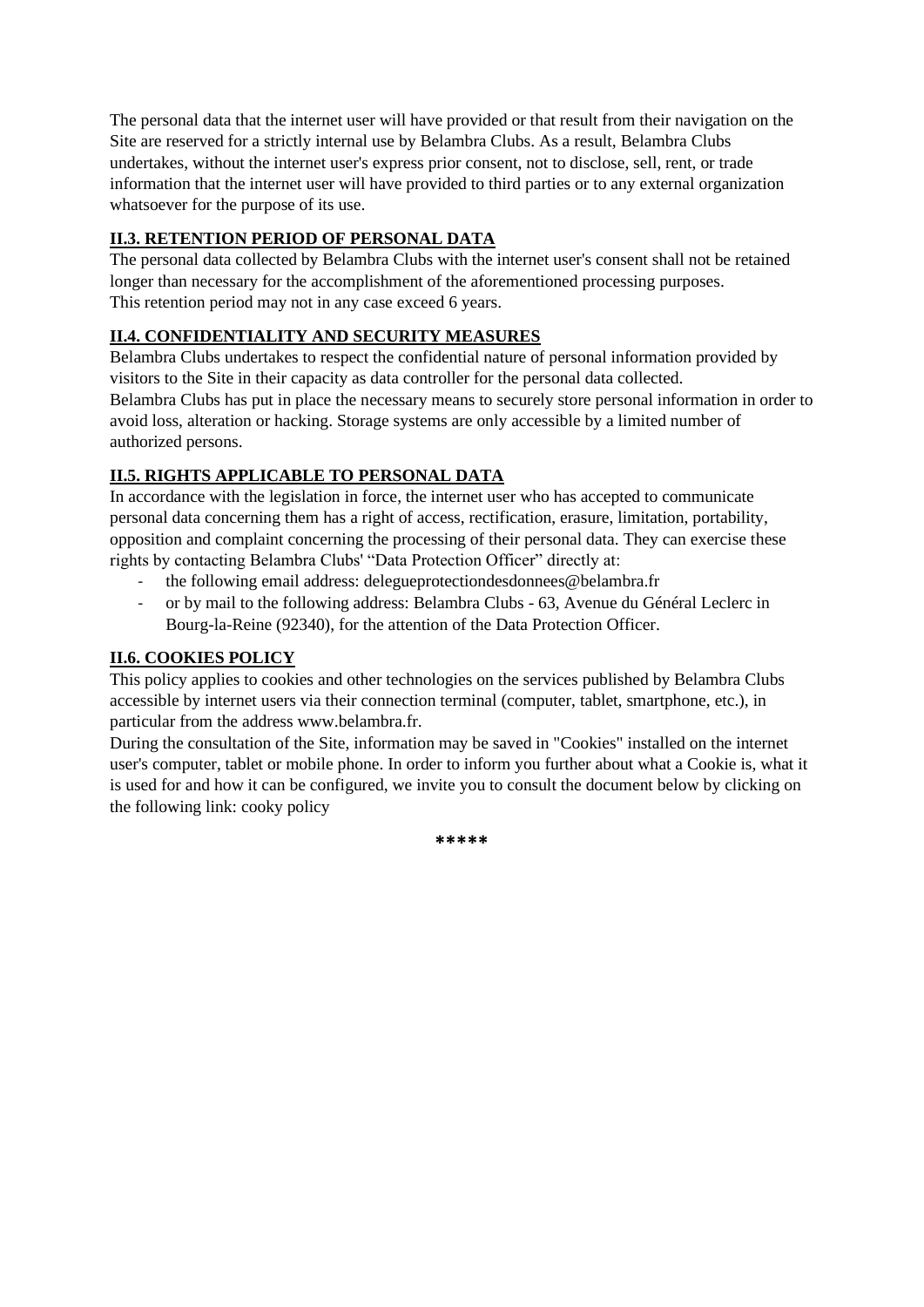The personal data that the internet user will have provided or that result from their navigation on the Site are reserved for a strictly internal use by Belambra Clubs. As a result, Belambra Clubs undertakes, without the internet user's express prior consent, not to disclose, sell, rent, or trade information that the internet user will have provided to third parties or to any external organization whatsoever for the purpose of its use.

### II.3. RETENTION PERIOD OF PERSONAL DATA

The personal data collected by Belambra Clubs with the internet user's consent shall not be retained longer than necessary for the accomplishment of the aforementioned processing purposes.
This retention period may not in any case exceed 6 years.

### II.4. CONFIDENTIALITY AND SECURITY MEASURES

Belambra Clubs undertakes to respect the confidential nature of personal information provided by visitors to the Site in their capacity as data controller for the personal data collected.
Belambra Clubs has put in place the necessary means to securely store personal information in order to avoid loss, alteration or hacking. Storage systems are only accessible by a limited number of authorized persons.

### II.5. RIGHTS APPLICABLE TO PERSONAL DATA

In accordance with the legislation in force, the internet user who has accepted to communicate personal data concerning them has a right of access, rectification, erasure, limitation, portability, opposition and complaint concerning the processing of their personal data. They can exercise these rights by contacting Belambra Clubs' "Data Protection Officer" directly at:

- the following email address: delegueprotectiondesdonnees@belambra.fr
- or by mail to the following address: Belambra Clubs - 63, Avenue du Général Leclerc in Bourg-la-Reine (92340), for the attention of the Data Protection Officer.

### II.6. COOKIES POLICY

This policy applies to cookies and other technologies on the services published by Belambra Clubs accessible by internet users via their connection terminal (computer, tablet, smartphone, etc.), in particular from the address www.belambra.fr.
During the consultation of the Site, information may be saved in "Cookies" installed on the internet user's computer, tablet or mobile phone. In order to inform you further about what a Cookie is, what it is used for and how it can be configured, we invite you to consult the document below by clicking on the following link: cooky policy

*****